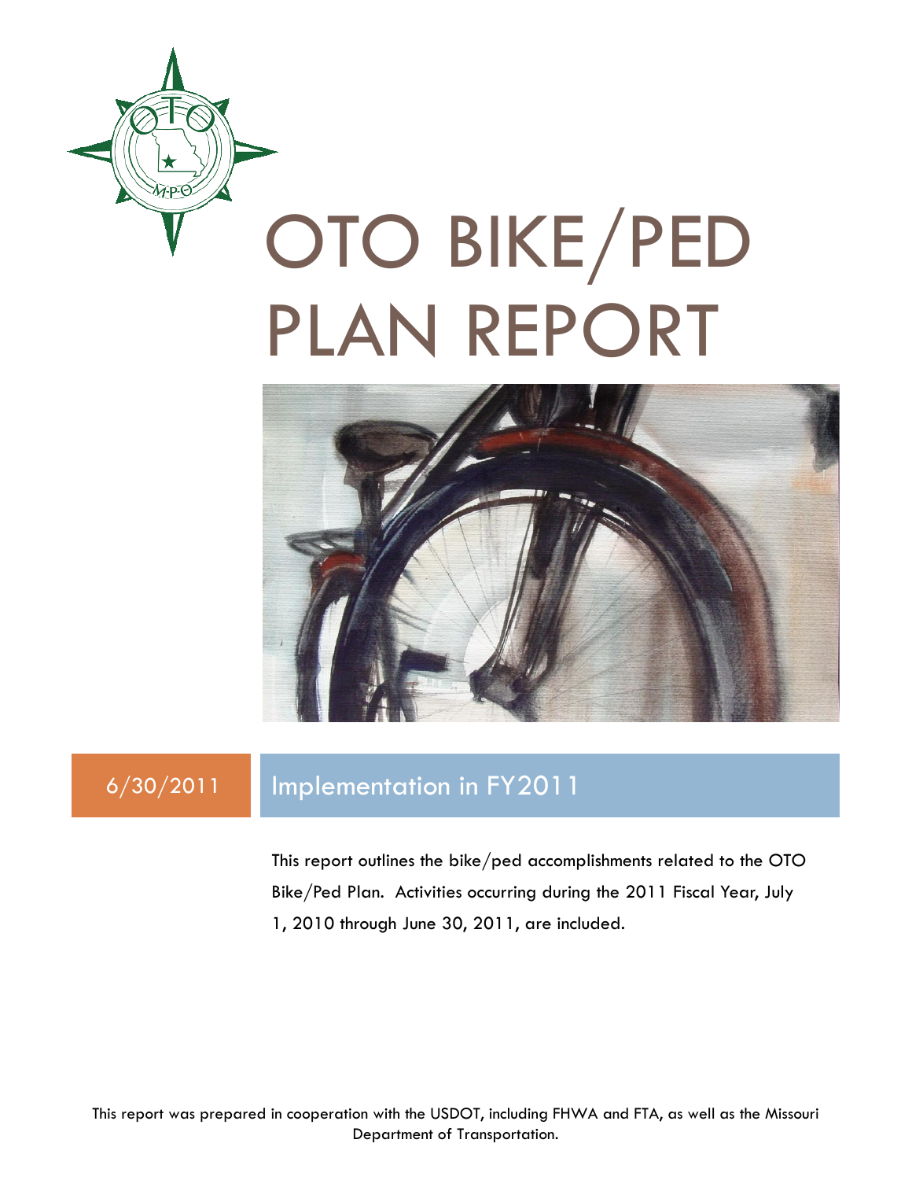# OTO BIKE/PED PLAN REPORT

6/30/2011

## Implementation in FY2011

This report outlines the bike/ped accomplishments related to the OTO Bike/Ped Plan. Activities occurring during the 2011 Fiscal Year, July 1, 2010 through June 30, 2011, are included.

This report was prepared in cooperation with the USDOT, including FHWA and FTA, as well as the Missouri Department of Transportation.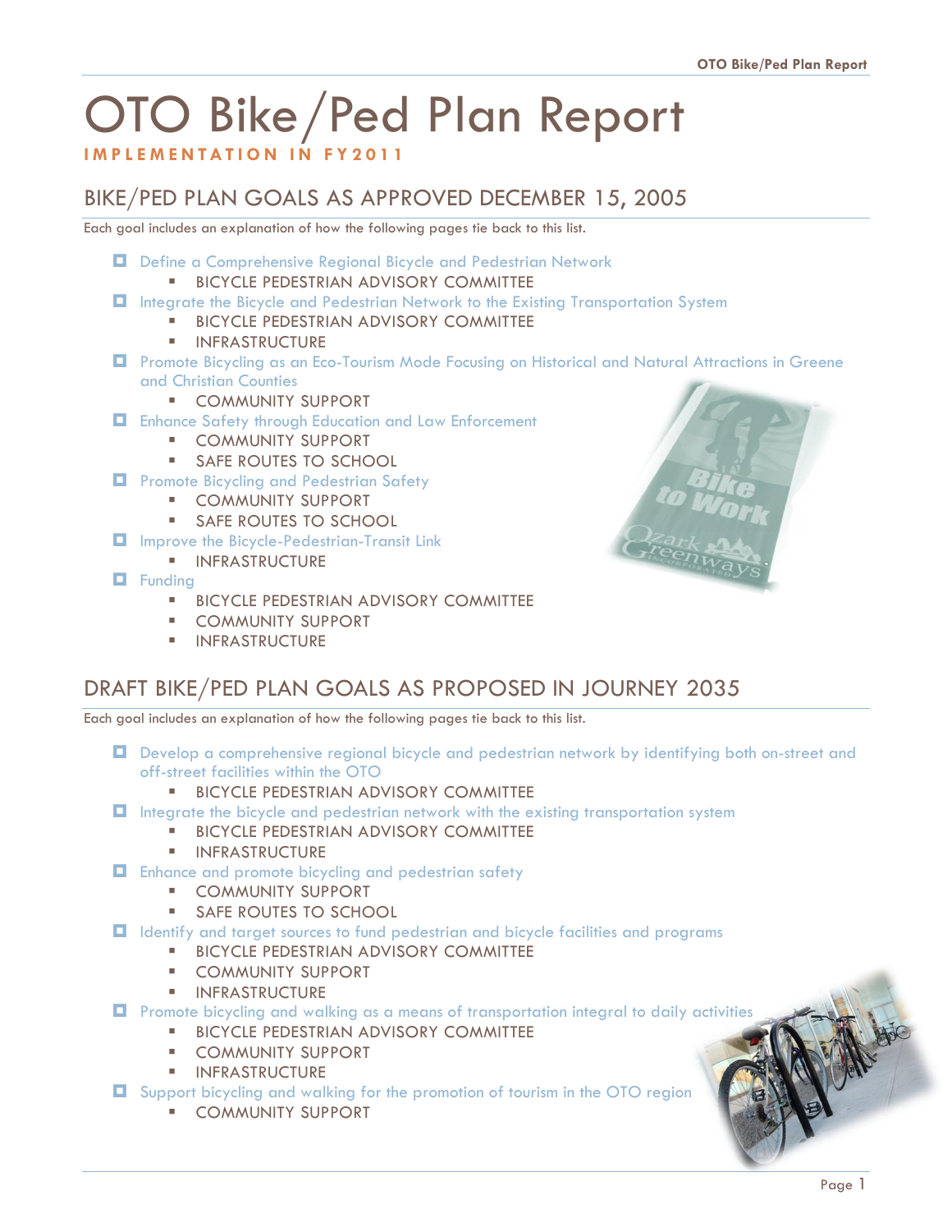# OTO Bike/Ped Plan Report

**IMPLEMENTATION IN FY2011**

## BIKE/PED PLAN GOALS AS APPROVED DECEMBER 15, 2005

Each goal includes an explanation of how the following pages tie back to this list.

- Define a Comprehensive Regional Bicycle and Pedestrian Network
  - BICYCLE PEDESTRIAN ADVISORY COMMITTEE
- Integrate the Bicycle and Pedestrian Network to the Existing Transportation System
  - BICYCLE PEDESTRIAN ADVISORY COMMITTEE
  - INFRASTRUCTURE
- Promote Bicycling as an Eco-Tourism Mode Focusing on Historical and Natural Attractions in Greene and Christian Counties
  - COMMUNITY SUPPORT
- Enhance Safety through Education and Law Enforcement
  - COMMUNITY SUPPORT
  - SAFE ROUTES TO SCHOOL
- Promote Bicycling and Pedestrian Safety
  - COMMUNITY SUPPORT
  - SAFE ROUTES TO SCHOOL
- Improve the Bicycle-Pedestrian-Transit Link
  - INFRASTRUCTURE
- Funding
  - BICYCLE PEDESTRIAN ADVISORY COMMITTEE
  - COMMUNITY SUPPORT
  - INFRASTRUCTURE

## DRAFT BIKE/PED PLAN GOALS AS PROPOSED IN JOURNEY 2035

Each goal includes an explanation of how the following pages tie back to this list.

- Develop a comprehensive regional bicycle and pedestrian network by identifying both on-street and off-street facilities within the OTO
  - BICYCLE PEDESTRIAN ADVISORY COMMITTEE
- Integrate the bicycle and pedestrian network with the existing transportation system
  - BICYCLE PEDESTRIAN ADVISORY COMMITTEE
  - INFRASTRUCTURE
- Enhance and promote bicycling and pedestrian safety
  - COMMUNITY SUPPORT
  - SAFE ROUTES TO SCHOOL
- Identify and target sources to fund pedestrian and bicycle facilities and programs
  - BICYCLE PEDESTRIAN ADVISORY COMMITTEE
  - COMMUNITY SUPPORT
  - INFRASTRUCTURE
- Promote bicycling and walking as a means of transportation integral to daily activities
  - BICYCLE PEDESTRIAN ADVISORY COMMITTEE
  - COMMUNITY SUPPORT
  - INFRASTRUCTURE
- Support bicycling and walking for the promotion of tourism in the OTO region
  - COMMUNITY SUPPORT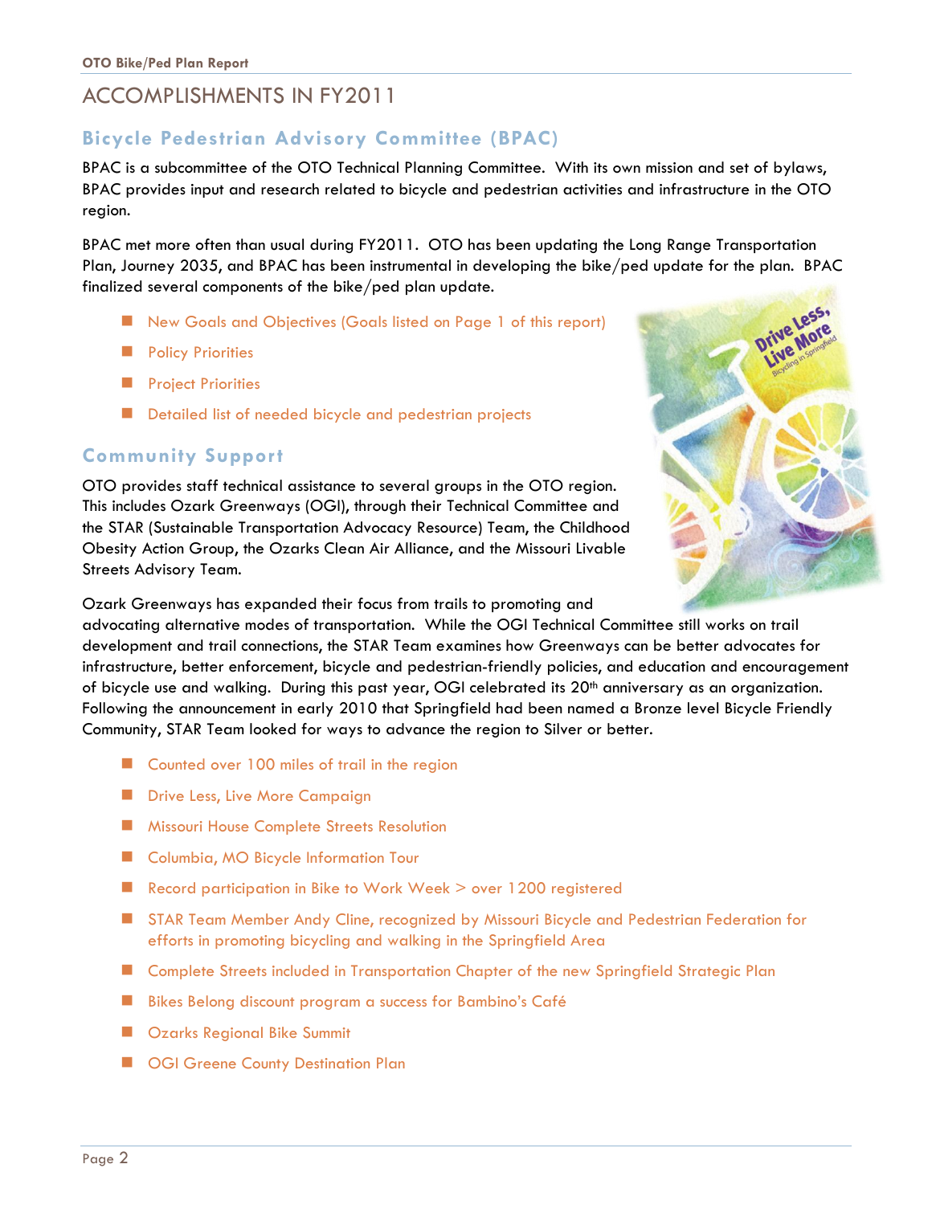# ACCOMPLISHMENTS IN FY2011

## Bicycle Pedestrian Advisory Committee (BPAC)

BPAC is a subcommittee of the OTO Technical Planning Committee. With its own mission and set of bylaws, BPAC provides input and research related to bicycle and pedestrian activities and infrastructure in the OTO region.

BPAC met more often than usual during FY2011. OTO has been updating the Long Range Transportation Plan, Journey 2035, and BPAC has been instrumental in developing the bike/ped update for the plan. BPAC finalized several components of the bike/ped plan update.

- New Goals and Objectives (Goals listed on Page 1 of this report)
- Policy Priorities
- Project Priorities
- Detailed list of needed bicycle and pedestrian projects

## Community Support

OTO provides staff technical assistance to several groups in the OTO region. This includes Ozark Greenways (OGI), through their Technical Committee and the STAR (Sustainable Transportation Advocacy Resource) Team, the Childhood Obesity Action Group, the Ozarks Clean Air Alliance, and the Missouri Livable Streets Advisory Team.

Ozark Greenways has expanded their focus from trails to promoting and advocating alternative modes of transportation. While the OGI Technical Committee still works on trail development and trail connections, the STAR Team examines how Greenways can be better advocates for infrastructure, better enforcement, bicycle and pedestrian-friendly policies, and education and encouragement of bicycle use and walking. During this past year, OGI celebrated its 20th anniversary as an organization. Following the announcement in early 2010 that Springfield had been named a Bronze level Bicycle Friendly Community, STAR Team looked for ways to advance the region to Silver or better.

- Counted over 100 miles of trail in the region
- Drive Less, Live More Campaign
- Missouri House Complete Streets Resolution
- Columbia, MO Bicycle Information Tour
- Record participation in Bike to Work Week > over 1200 registered
- STAR Team Member Andy Cline, recognized by Missouri Bicycle and Pedestrian Federation for efforts in promoting bicycling and walking in the Springfield Area
- Complete Streets included in Transportation Chapter of the new Springfield Strategic Plan
- Bikes Belong discount program a success for Bambino's Café
- Ozarks Regional Bike Summit
- OGI Greene County Destination Plan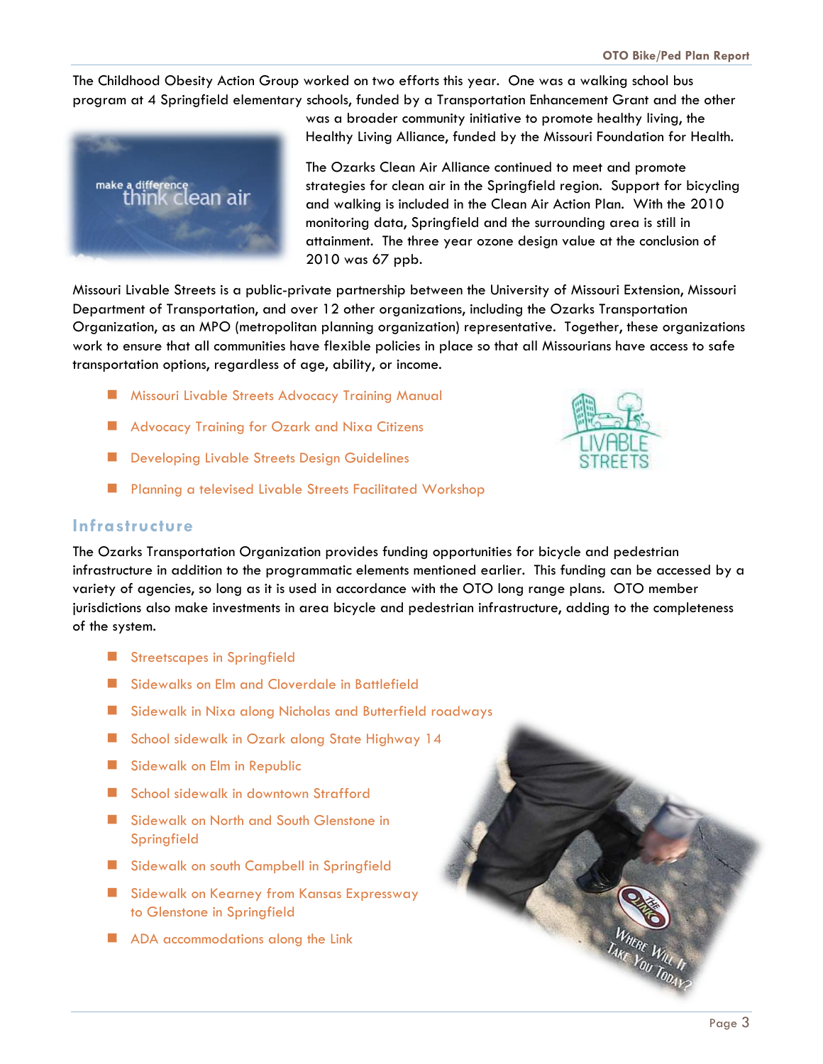The Childhood Obesity Action Group worked on two efforts this year. One was a walking school bus program at 4 Springfield elementary schools, funded by a Transportation Enhancement Grant and the other was a broader community initiative to promote healthy living, the Healthy Living Alliance, funded by the Missouri Foundation for Health.

The Ozarks Clean Air Alliance continued to meet and promote strategies for clean air in the Springfield region. Support for bicycling and walking is included in the Clean Air Action Plan. With the 2010 monitoring data, Springfield and the surrounding area is still in attainment. The three year ozone design value at the conclusion of 2010 was 67 ppb.

Missouri Livable Streets is a public-private partnership between the University of Missouri Extension, Missouri Department of Transportation, and over 12 other organizations, including the Ozarks Transportation Organization, as an MPO (metropolitan planning organization) representative. Together, these organizations work to ensure that all communities have flexible policies in place so that all Missourians have access to safe transportation options, regardless of age, ability, or income.

- Missouri Livable Streets Advocacy Training Manual
- Advocacy Training for Ozark and Nixa Citizens
- Developing Livable Streets Design Guidelines
- Planning a televised Livable Streets Facilitated Workshop

## Infrastructure

The Ozarks Transportation Organization provides funding opportunities for bicycle and pedestrian infrastructure in addition to the programmatic elements mentioned earlier. This funding can be accessed by a variety of agencies, so long as it is used in accordance with the OTO long range plans. OTO member jurisdictions also make investments in area bicycle and pedestrian infrastructure, adding to the completeness of the system.

- Streetscapes in Springfield
- Sidewalks on Elm and Cloverdale in Battlefield
- Sidewalk in Nixa along Nicholas and Butterfield roadways
- School sidewalk in Ozark along State Highway 14
- Sidewalk on Elm in Republic
- School sidewalk in downtown Strafford
- Sidewalk on North and South Glenstone in Springfield
- Sidewalk on south Campbell in Springfield
- Sidewalk on Kearney from Kansas Expressway to Glenstone in Springfield
- ADA accommodations along the Link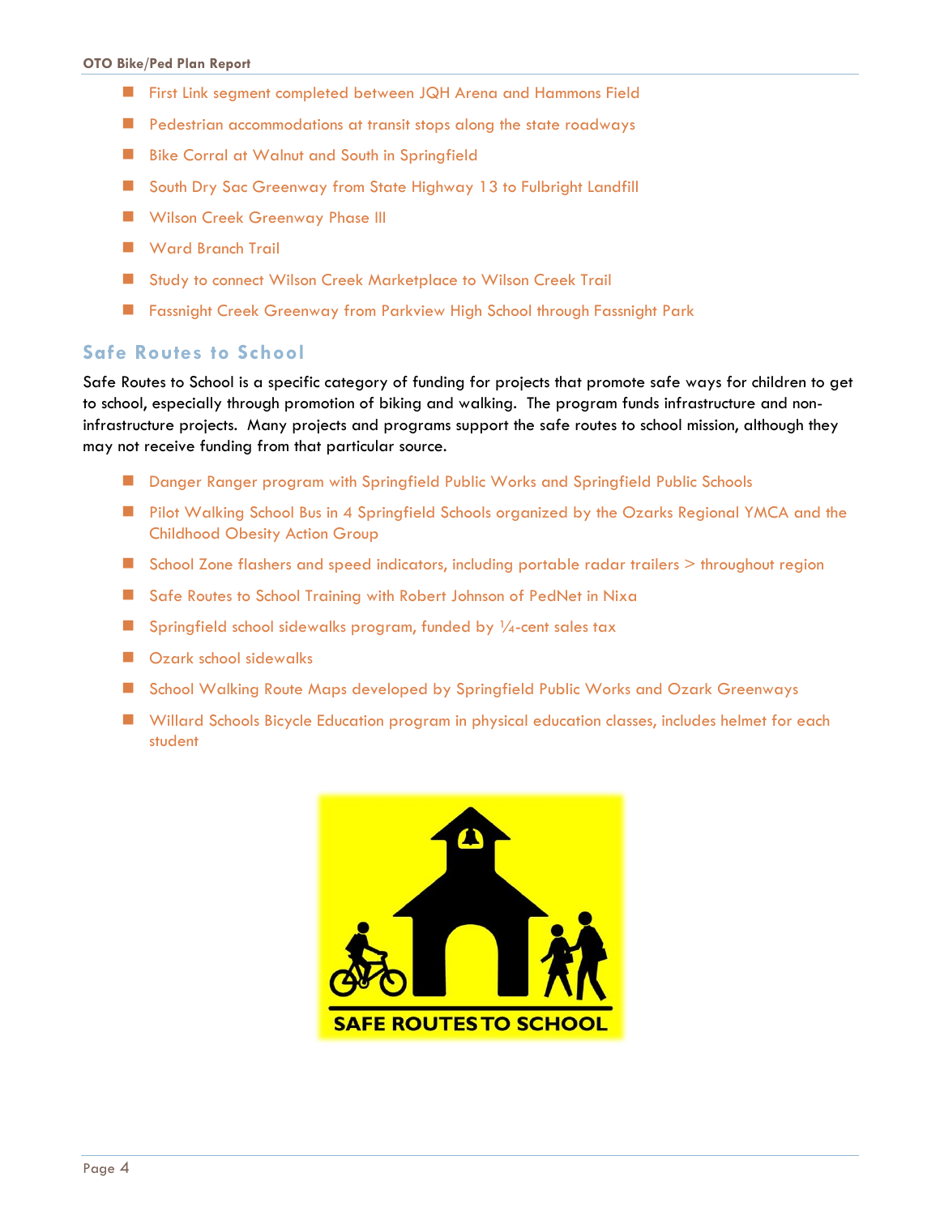- First Link segment completed between JQH Arena and Hammons Field
- Pedestrian accommodations at transit stops along the state roadways
- Bike Corral at Walnut and South in Springfield
- South Dry Sac Greenway from State Highway 13 to Fulbright Landfill
- Wilson Creek Greenway Phase III
- Ward Branch Trail
- Study to connect Wilson Creek Marketplace to Wilson Creek Trail
- Fassnight Creek Greenway from Parkview High School through Fassnight Park

## Safe Routes to School

Safe Routes to School is a specific category of funding for projects that promote safe ways for children to get to school, especially through promotion of biking and walking. The program funds infrastructure and non-infrastructure projects. Many projects and programs support the safe routes to school mission, although they may not receive funding from that particular source.

- Danger Ranger program with Springfield Public Works and Springfield Public Schools
- Pilot Walking School Bus in 4 Springfield Schools organized by the Ozarks Regional YMCA and the Childhood Obesity Action Group
- School Zone flashers and speed indicators, including portable radar trailers > throughout region
- Safe Routes to School Training with Robert Johnson of PedNet in Nixa
- Springfield school sidewalks program, funded by ¼-cent sales tax
- Ozark school sidewalks
- School Walking Route Maps developed by Springfield Public Works and Ozark Greenways
- Willard Schools Bicycle Education program in physical education classes, includes helmet for each student

SAFE ROUTES TO SCHOOL